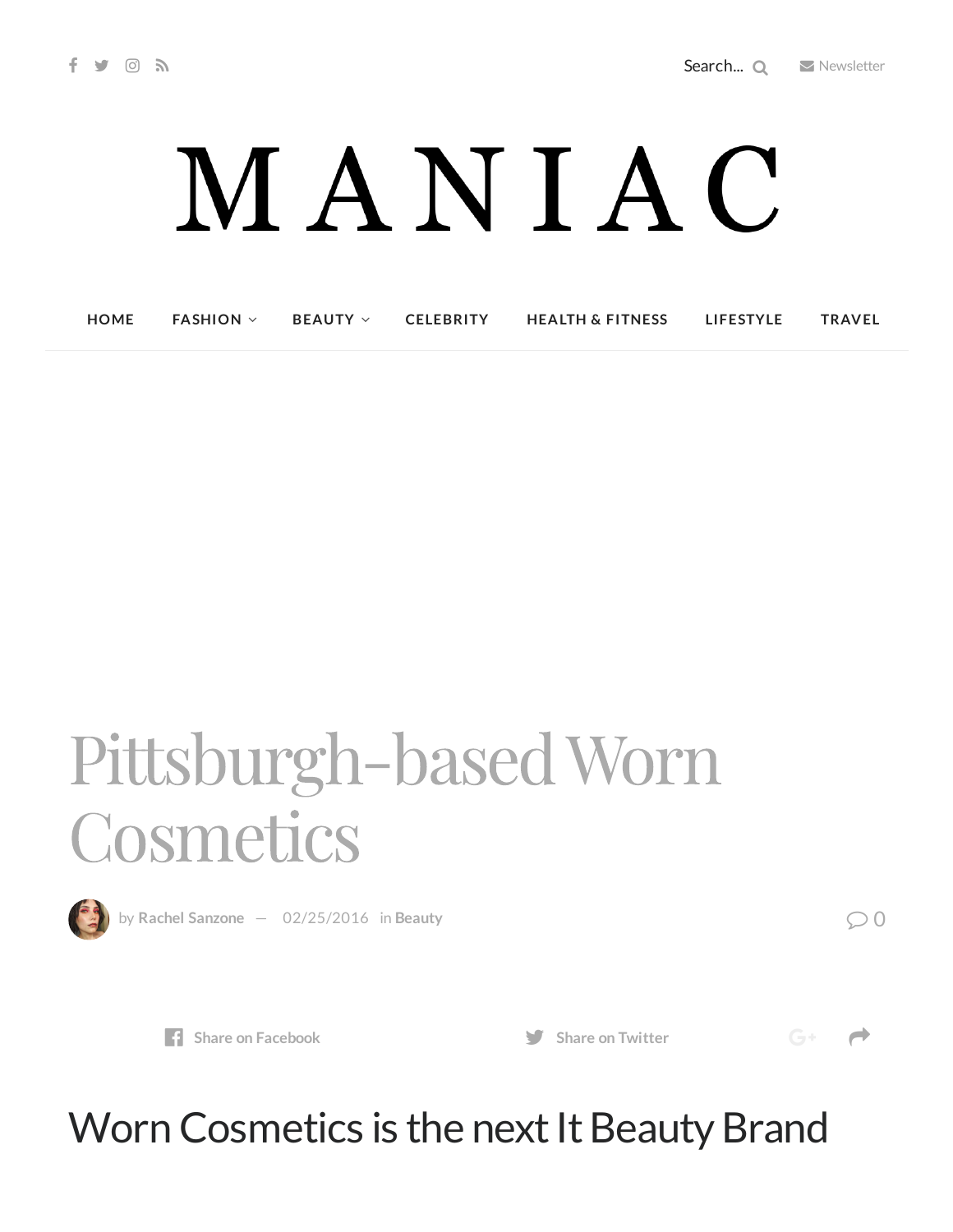Search... Newsletter

# MANIAC

HOME FASHION BEAUTY CELEBRITY HEALTH & FITNESS LIFESTYLE TRAVEL

# Pittsburgh-based Worn Cosmetics

by **Rachel Sanzone** — 02/25/2016 in **Beauty** 0

Share on Facebook Share on Twitter

## Worn Cosmetics is the next It Beauty Brand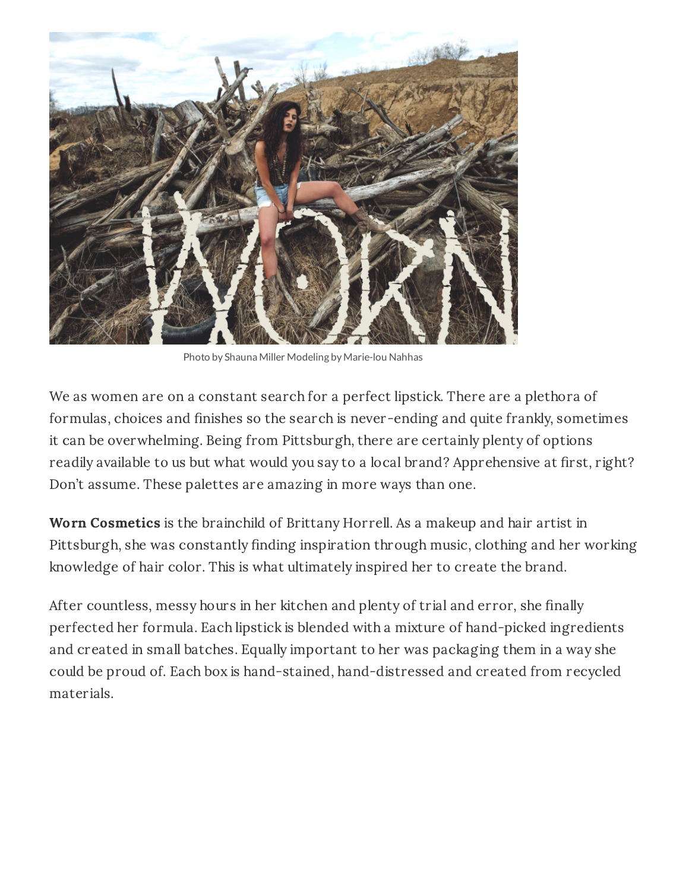Photo by Shauna Miller Modeling by Marie-lou Nahhas

We as women are on a constant search for a perfect lipstick. There are a plethora of formulas, choices and finishes so the search is never-ending and quite frankly, sometimes it can be overwhelming. Being from Pittsburgh, there are certainly plenty of options readily available to us but what would you say to a local brand? Apprehensive at first, right? Don't assume. These palettes are amazing in more ways than one.

**Worn Cosmetics** is the brainchild of Brittany Horrell. As a makeup and hair artist in Pittsburgh, she was constantly finding inspiration through music, clothing and her working knowledge of hair color. This is what ultimately inspired her to create the brand.

After countless, messy hours in her kitchen and plenty of trial and error, she finally perfected her formula. Each lipstick is blended with a mixture of hand-picked ingredients and created in small batches. Equally important to her was packaging them in a way she could be proud of. Each box is hand-stained, hand-distressed and created from recycled materials.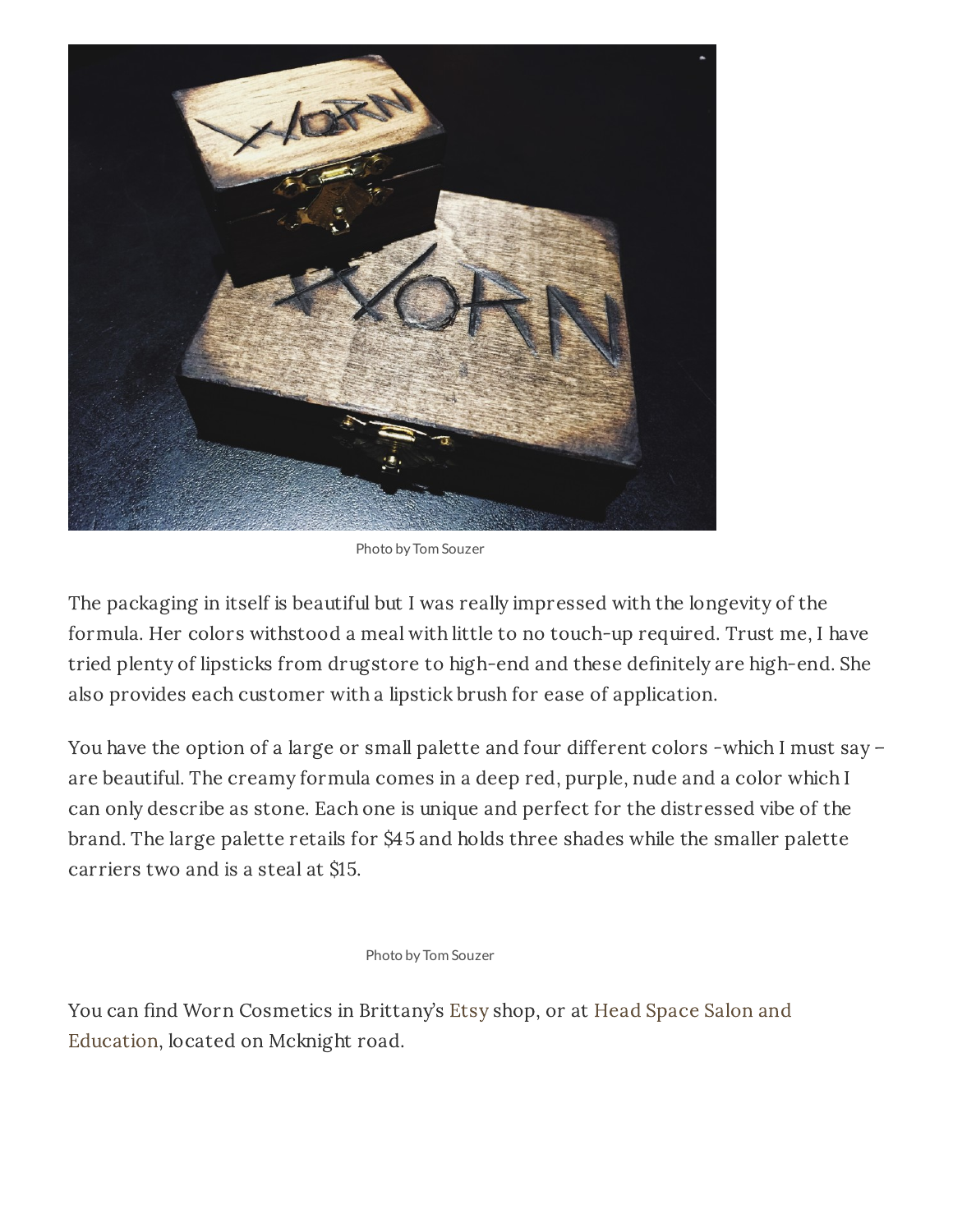Photo by Tom Souzer

The packaging in itself is beautiful but I was really impressed with the longevity of the formula. Her colors withstood a meal with little to no touch-up required. Trust me, I have tried plenty of lipsticks from drugstore to high-end and these definitely are high-end. She also provides each customer with a lipstick brush for ease of application.

You have the option of a large or small palette and four different colors -which I must say – are beautiful. The creamy formula comes in a deep red, purple, nude and a color which I can only describe as stone. Each one is unique and perfect for the distressed vibe of the brand. The large palette retails for $45 and holds three shades while the smaller palette carriers two and is a steal at $15.

Photo by Tom Souzer

You can find Worn Cosmetics in Brittany's Etsy shop, or at Head Space Salon and Education, located on Mcknight road.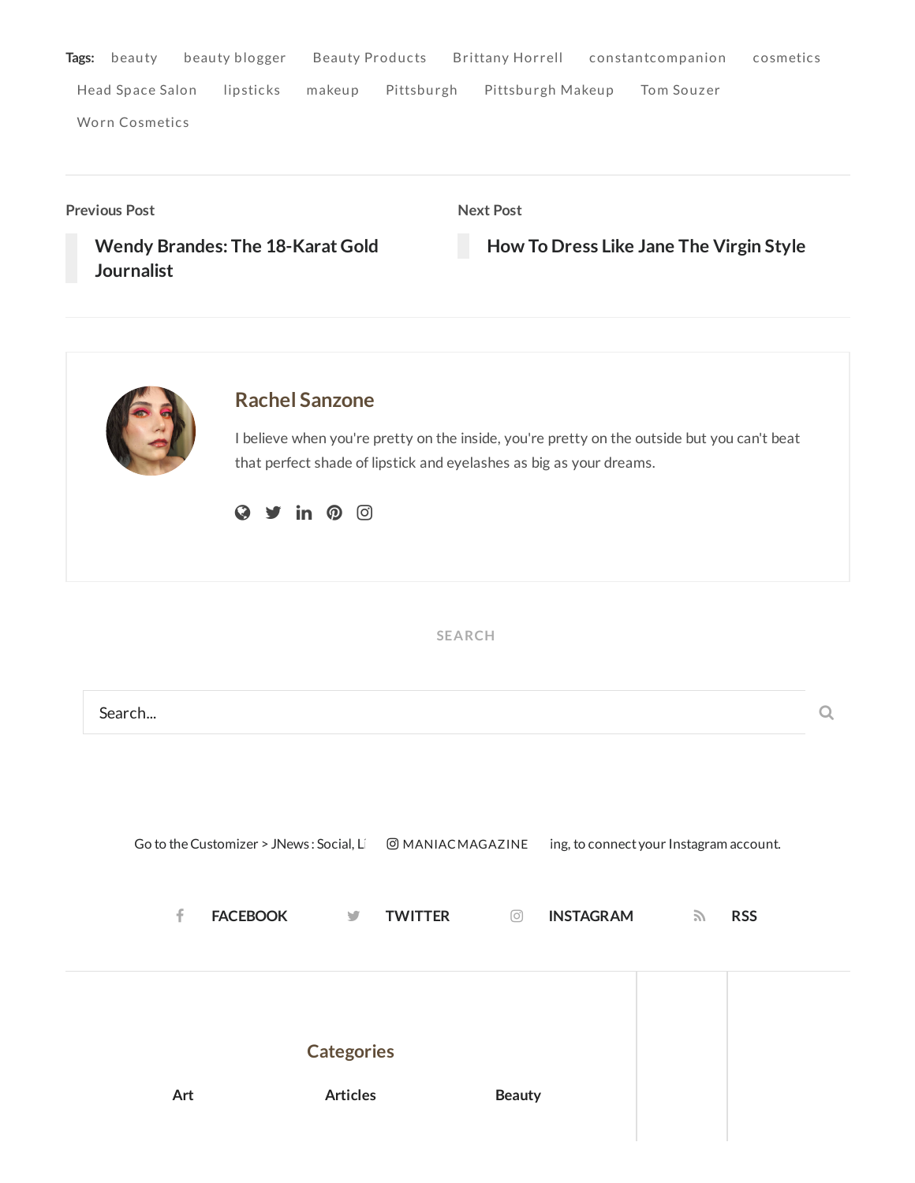**Tags:** beauty beauty blogger Beauty Products Brittany Horrell constantcompanion cosmetics Head Space Salon lipsticks makeup Pittsburgh Pittsburgh Makeup Tom Souzer Worn Cosmetics

Previous Post

**Wendy Brandes: The 18-Karat Gold Journalist**

Next Post

**How To Dress Like Jane The Virgin Style**

## Rachel Sanzone

I believe when you're pretty on the inside, you're pretty on the outside but you can't beat that perfect shade of lipstick and eyelashes as big as your dreams.

SEARCH

Search...

Go to the Customizer > JNews : Social, Li MANIACMAGAZINE ing, to connect your Instagram account.

FACEBOOK TWITTER INSTAGRAM RSS

## Categories

Art Articles Beauty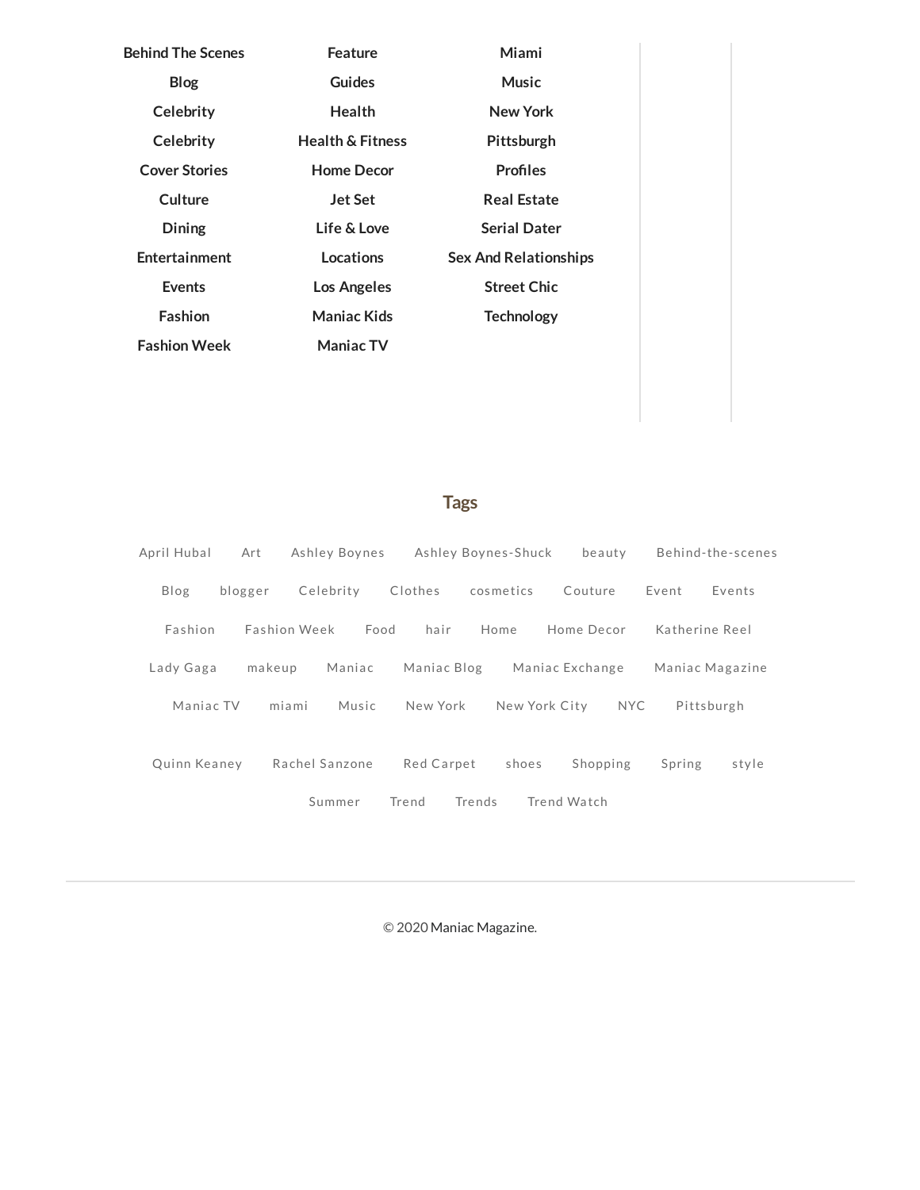Behind The Scenes
Blog
Celebrity
Celebrity
Cover Stories
Culture
Dining
Entertainment
Events
Fashion
Fashion Week
Feature
Guides
Health
Health & Fitness
Home Decor
Jet Set
Life & Love
Locations
Los Angeles
Maniac Kids
Maniac TV
Miami
Music
New York
Pittsburgh
Profiles
Real Estate
Serial Dater
Sex And Relationships
Street Chic
Technology

## Tags

April Hubal Art Ashley Boynes Ashley Boynes-Shuck beauty Behind-the-scenes Blog blogger Celebrity Clothes cosmetics Couture Event Events Fashion Fashion Week Food hair Home Home Decor Katherine Reel Lady Gaga makeup Maniac Maniac Blog Maniac Exchange Maniac Magazine Maniac TV miami Music New York New York City NYC Pittsburgh Quinn Keaney Rachel Sanzone Red Carpet shoes Shopping Spring style Summer Trend Trends Trend Watch

---

© 2020 Maniac Magazine.